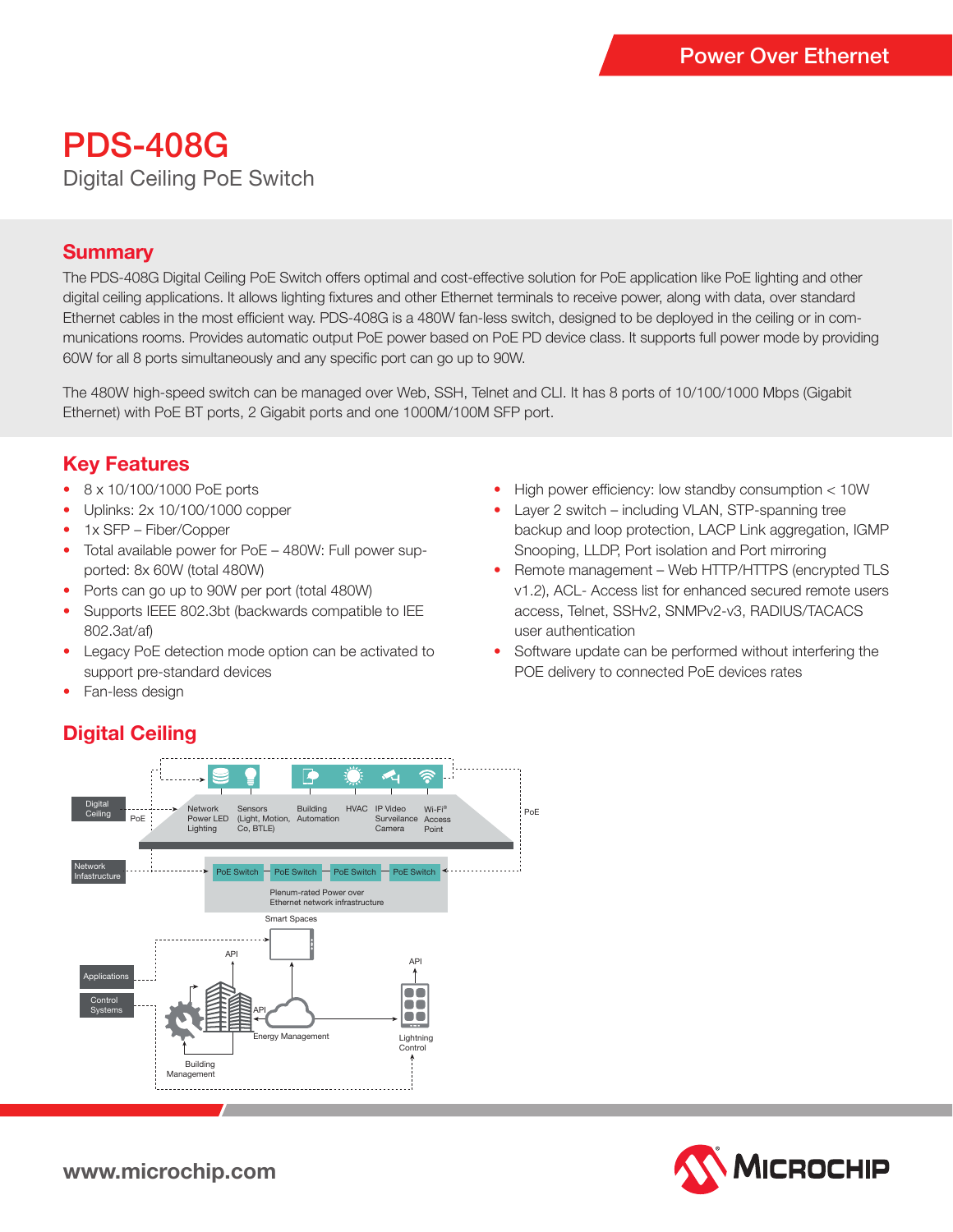# PDS-408G

Digital Ceiling PoE Switch

## Summary

The PDS-408G Digital Ceiling PoE Switch offers optimal and cost-effective solution for PoE application like PoE lighting and other digital ceiling applications. It allows lighting fixtures and other Ethernet terminals to receive power, along with data, over standard Ethernet cables in the most efficient way. PDS-408G is a 480W fan-less switch, designed to be deployed in the ceiling or in communications rooms. Provides automatic output PoE power based on PoE PD device class. It supports full power mode by providing 60W for all 8 ports simultaneously and any specific port can go up to 90W.

The 480W high-speed switch can be managed over Web, SSH, Telnet and CLI. It has 8 ports of 10/100/1000 Mbps (Gigabit Ethernet) with PoE BT ports, 2 Gigabit ports and one 1000M/100M SFP port.

## Key Features

- 8 x 10/100/1000 PoE ports
- Uplinks: 2x 10/100/1000 copper
- 1x SFP – Fiber/Copper
- Total available power for PoE – 480W: Full power supported: 8x 60W (total 480W)
- Ports can go up to 90W per port (total 480W)
- Supports IEEE 802.3bt (backwards compatible to IEE 802.3at/af)
- Legacy PoE detection mode option can be activated to support pre-standard devices
- Fan-less design
- High power efficiency: low standby consumption < 10W
- Layer 2 switch – including VLAN, STP-spanning tree backup and loop protection, LACP Link aggregation, IGMP Snooping, LLDP, Port isolation and Port mirroring
- Remote management – Web HTTP/HTTPS (encrypted TLS v1.2), ACL- Access list for enhanced secured remote users access, Telnet, SSHv2, SNMPv2-v3, RADIUS/TACACS user authentication
- Software update can be performed without interfering the POE delivery to connected PoE devices rates

## Digital Ceiling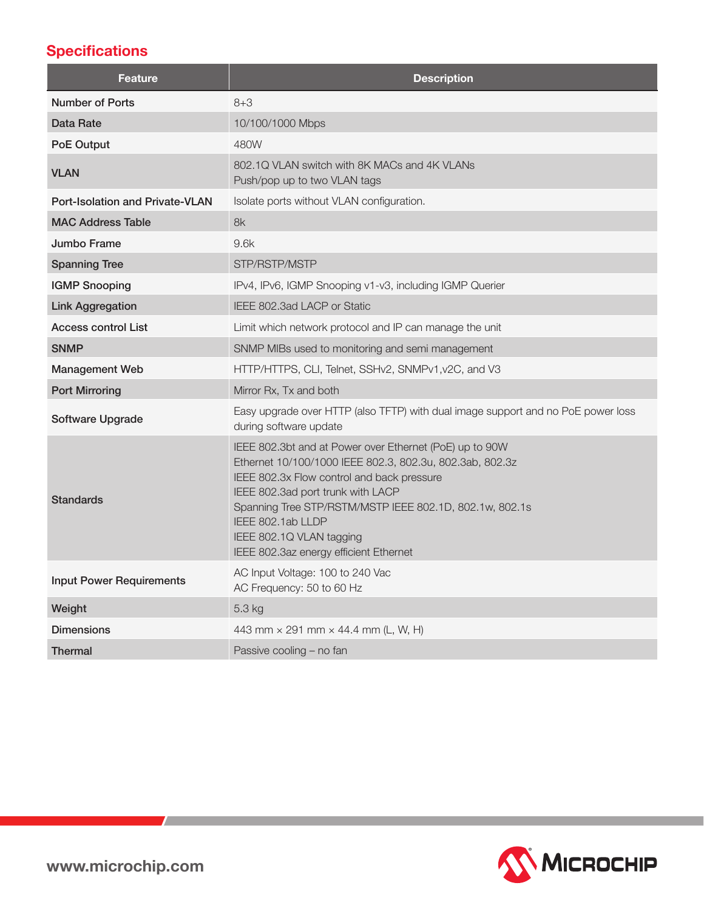## Specifications

| Feature | Description |
| --- | --- |
| Number of Ports | 8+3 |
| Data Rate | 10/100/1000 Mbps |
| PoE Output | 480W |
| VLAN | 802.1Q VLAN switch with 8K MACs and 4K VLANs<br>Push/pop up to two VLAN tags |
| Port-Isolation and Private-VLAN | Isolate ports without VLAN configuration. |
| MAC Address Table | 8k |
| Jumbo Frame | 9.6k |
| Spanning Tree | STP/RSTP/MSTP |
| IGMP Snooping | IPv4, IPv6, IGMP Snooping v1-v3, including IGMP Querier |
| Link Aggregation | IEEE 802.3ad LACP or Static |
| Access control List | Limit which network protocol and IP can manage the unit |
| SNMP | SNMP MIBs used to monitoring and semi management |
| Management Web | HTTP/HTTPS, CLI, Telnet, SSHv2, SNMPv1,v2C, and V3 |
| Port Mirroring | Mirror Rx, Tx and both |
| Software Upgrade | Easy upgrade over HTTP (also TFTP) with dual image support and no PoE power loss during software update |
| Standards | IEEE 802.3bt and at Power over Ethernet (PoE) up to 90W<br>Ethernet 10/100/1000 IEEE 802.3, 802.3u, 802.3ab, 802.3z<br>IEEE 802.3x Flow control and back pressure<br>IEEE 802.3ad port trunk with LACP<br>Spanning Tree STP/RSTM/MSTP IEEE 802.1D, 802.1w, 802.1s<br>IEEE 802.1ab LLDP<br>IEEE 802.1Q VLAN tagging<br>IEEE 802.3az energy efficient Ethernet |
| Input Power Requirements | AC Input Voltage: 100 to 240 Vac<br>AC Frequency: 50 to 60 Hz |
| Weight | 5.3 kg |
| Dimensions | 443 mm × 291 mm × 44.4 mm (L, W, H) |
| Thermal | Passive cooling – no fan |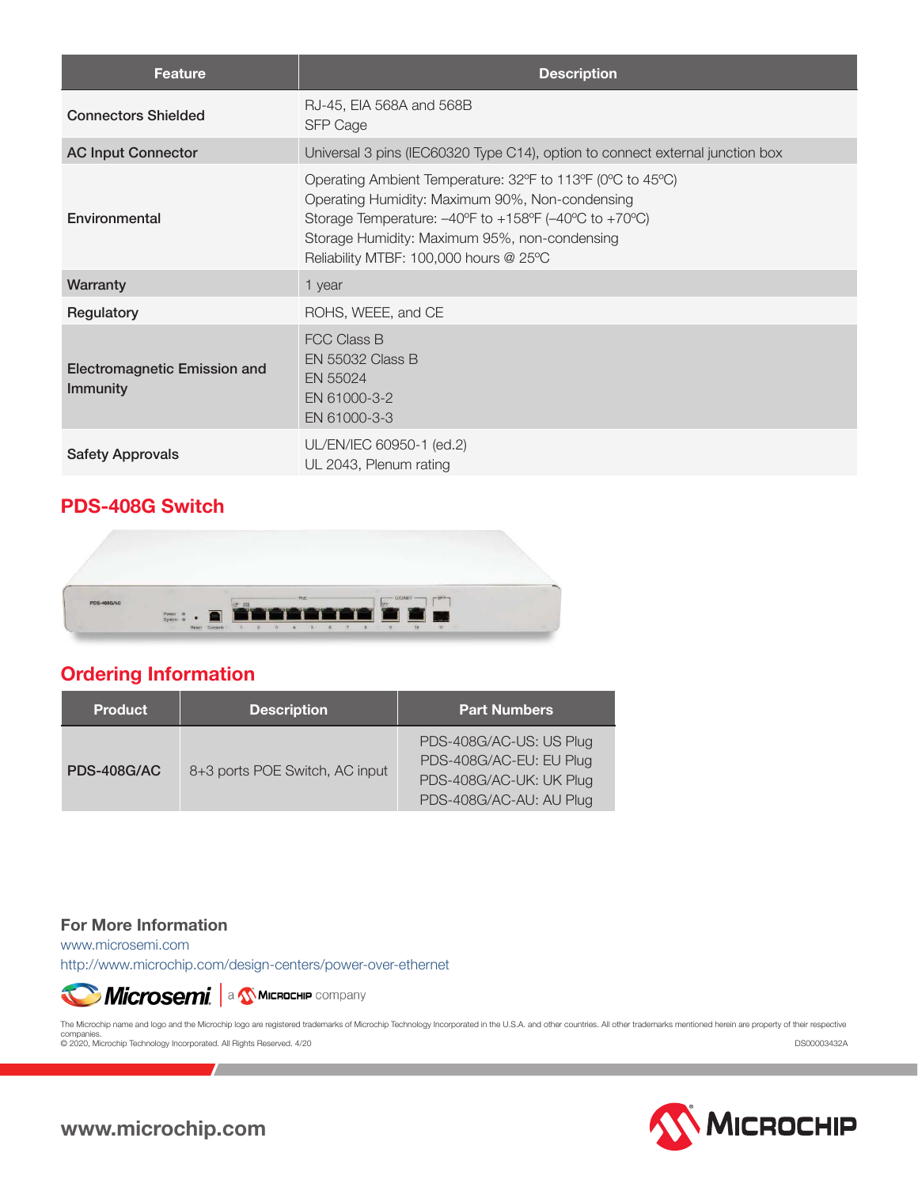| Feature | Description |
| --- | --- |
| Connectors Shielded | RJ-45, EIA 568A and 568B<br>SFP Cage |
| AC Input Connector | Universal 3 pins (IEC60320 Type C14), option to connect external junction box |
| Environmental | Operating Ambient Temperature: 32ºF to 113ºF (0ºC to 45ºC)<br>Operating Humidity: Maximum 90%, Non-condensing<br>Storage Temperature: –40ºF to +158ºF (–40ºC to +70ºC)<br>Storage Humidity: Maximum 95%, non-condensing<br>Reliability MTBF: 100,000 hours @ 25ºC |
| Warranty | 1 year |
| Regulatory | ROHS, WEEE, and CE |
| Electromagnetic Emission and Immunity | FCC Class B<br>EN 55032 Class B<br>EN 55024<br>EN 61000-3-2<br>EN 61000-3-3 |
| Safety Approvals | UL/EN/IEC 60950-1 (ed.2)<br>UL 2043, Plenum rating |

## PDS-408G Switch

## Ordering Information

| Product | Description | Part Numbers |
| --- | --- | --- |
| PDS-408G/AC | 8+3 ports POE Switch, AC input | PDS-408G/AC-US: US Plug<br>PDS-408G/AC-EU: EU Plug<br>PDS-408G/AC-UK: UK Plug<br>PDS-408G/AC-AU: AU Plug |

### For More Information

www.microsemi.com

http://www.microchip.com/design-centers/power-over-ethernet

Microsemi | a Microchip company

The Microchip name and logo and the Microchip logo are registered trademarks of Microchip Technology Incorporated in the U.S.A. and other countries. All other trademarks mentioned herein are property of their respective companies.
© 2020, Microchip Technology Incorporated. All Rights Reserved. 4/20

DS00003432A

www.microchip.com